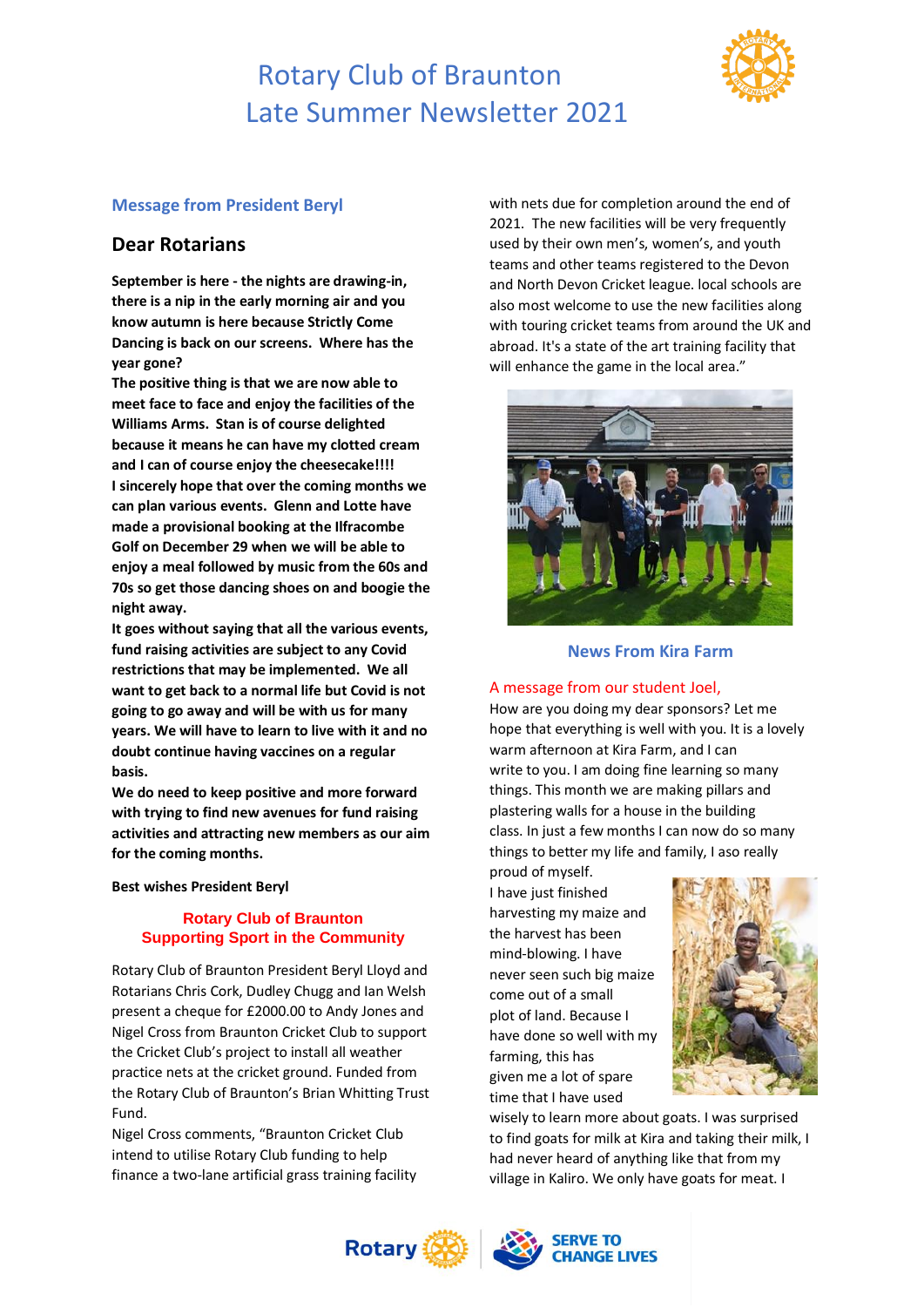# Rotary Club of Braunton
# Late Summer Newsletter 2021

## Message from President Beryl

### Dear Rotarians

**September is here - the nights are drawing-in, there is a nip in the early morning air and you know autumn is here because Strictly Come Dancing is back on our screens. Where has the year gone?**

**The positive thing is that we are now able to meet face to face and enjoy the facilities of the Williams Arms. Stan is of course delighted because it means he can have my clotted cream and I can of course enjoy the cheesecake!!!!**

**I sincerely hope that over the coming months we can plan various events. Glenn and Lotte have made a provisional booking at the Ilfracombe Golf on December 29 when we will be able to enjoy a meal followed by music from the 60s and 70s so get those dancing shoes on and boogie the night away.**

**It goes without saying that all the various events, fund raising activities are subject to any Covid restrictions that may be implemented. We all want to get back to a normal life but Covid is not going to go away and will be with us for many years. We will have to learn to live with it and no doubt continue having vaccines on a regular basis.**

**We do need to keep positive and more forward with trying to find new avenues for fund raising activities and attracting new members as our aim for the coming months.**

**Best wishes President Beryl**

## Rotary Club of Braunton Supporting Sport in the Community

Rotary Club of Braunton President Beryl Lloyd and Rotarians Chris Cork, Dudley Chugg and Ian Welsh present a cheque for £2000.00 to Andy Jones and Nigel Cross from Braunton Cricket Club to support the Cricket Club's project to install all weather practice nets at the cricket ground. Funded from the Rotary Club of Braunton's Brian Whitting Trust Fund.

Nigel Cross comments, "Braunton Cricket Club intend to utilise Rotary Club funding to help finance a two-lane artificial grass training facility with nets due for completion around the end of 2021. The new facilities will be very frequently used by their own men's, women's, and youth teams and other teams registered to the Devon and North Devon Cricket league. local schools are also most welcome to use the new facilities along with touring cricket teams from around the UK and abroad. It's a state of the art training facility that will enhance the game in the local area."

## News From Kira Farm

### A message from our student Joel,

How are you doing my dear sponsors? Let me hope that everything is well with you. It is a lovely warm afternoon at Kira Farm, and I can write to you. I am doing fine learning so many things. This month we are making pillars and plastering walls for a house in the building class. In just a few months I can now do so many things to better my life and family, I aso really proud of myself.

I have just finished harvesting my maize and the harvest has been mind-blowing. I have never seen such big maize come out of a small plot of land. Because I have done so well with my farming, this has given me a lot of spare time that I have used wisely to learn more about goats. I was surprised to find goats for milk at Kira and taking their milk, I had never heard of anything like that from my village in Kaliro. We only have goats for meat. I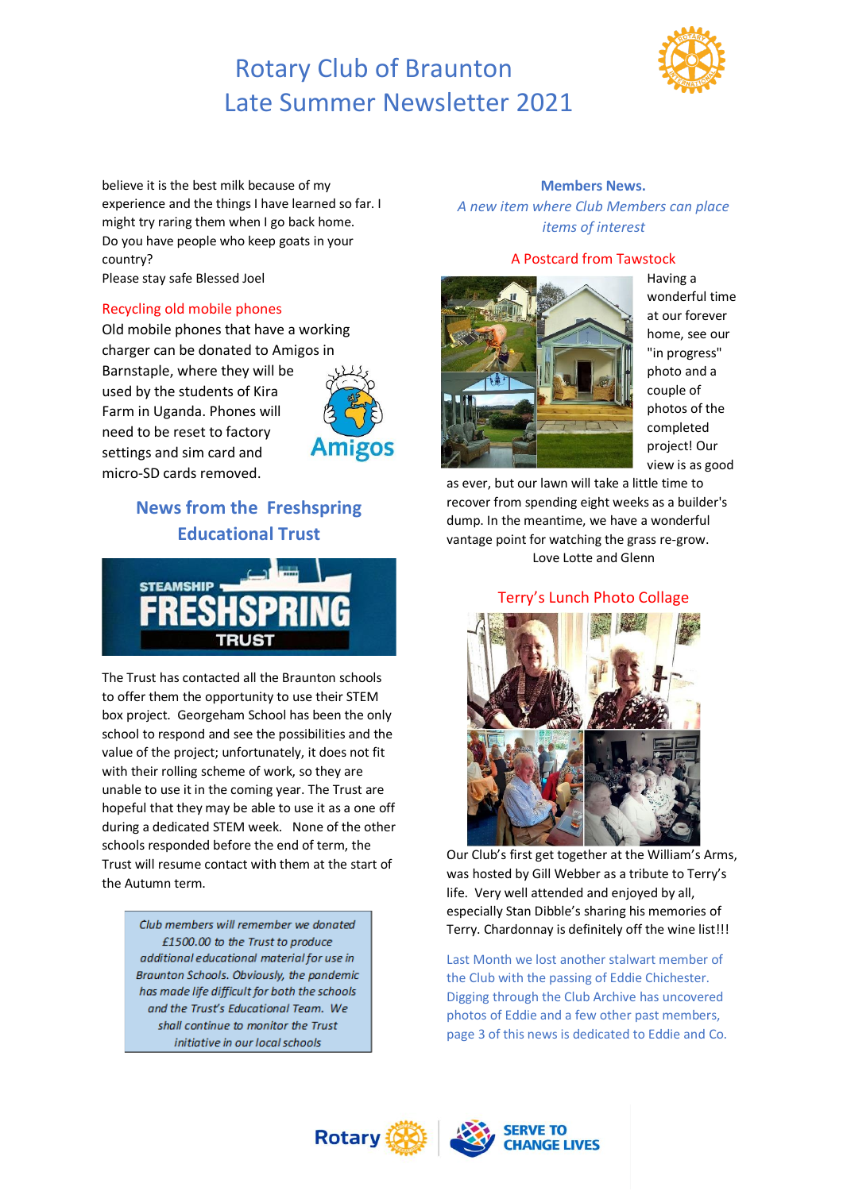# Rotary Club of Braunton Late Summer Newsletter 2021

believe it is the best milk because of my experience and the things I have learned so far. I might try raring them when I go back home. Do you have people who keep goats in your country?
Please stay safe Blessed Joel

### Recycling old mobile phones

Old mobile phones that have a working charger can be donated to Amigos in Barnstaple, where they will be used by the students of Kira Farm in Uganda. Phones will need to be reset to factory settings and sim card and micro-SD cards removed.

## News from the Freshspring Educational Trust

The Trust has contacted all the Braunton schools to offer them the opportunity to use their STEM box project. Georgeham School has been the only school to respond and see the possibilities and the value of the project; unfortunately, it does not fit with their rolling scheme of work, so they are unable to use it in the coming year. The Trust are hopeful that they may be able to use it as a one off during a dedicated STEM week. None of the other schools responded before the end of term, the Trust will resume contact with them at the start of the Autumn term.

*Club members will remember we donated £1500.00 to the Trust to produce additional educational material for use in Braunton Schools. Obviously, the pandemic has made life difficult for both the schools and the Trust's Educational Team. We shall continue to monitor the Trust initiative in our local schools*

## Members News.

*A new item where Club Members can place items of interest*

### A Postcard from Tawstock

Having a wonderful time at our forever home, see our "in progress" photo and a couple of photos of the completed project! Our view is as good as ever, but our lawn will take a little time to recover from spending eight weeks as a builder's dump. In the meantime, we have a wonderful vantage point for watching the grass re-grow.
Love Lotte and Glenn

### Terry's Lunch Photo Collage

Our Club's first get together at the William's Arms, was hosted by Gill Webber as a tribute to Terry's life. Very well attended and enjoyed by all, especially Stan Dibble's sharing his memories of Terry. Chardonnay is definitely off the wine list!!!

Last Month we lost another stalwart member of the Club with the passing of Eddie Chichester. Digging through the Club Archive has uncovered photos of Eddie and a few other past members, page 3 of this news is dedicated to Eddie and Co.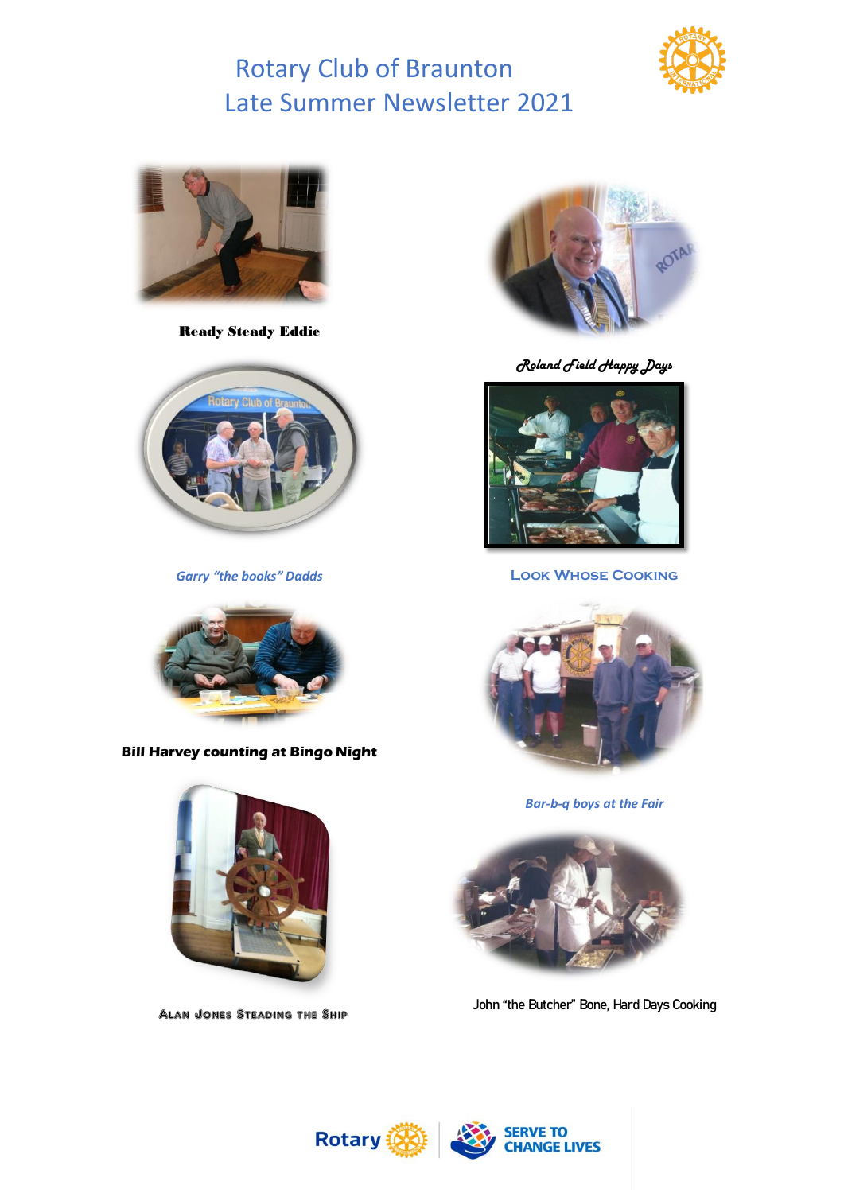# Rotary Club of Braunton
# Late Summer Newsletter 2021

**Ready Steady Eddie**

*Roland Field Happy Days*

*Garry "the books" Dadds*

LOOK WHOSE COOKING

**Bill Harvey counting at Bingo Night**

*Bar-b-q boys at the Fair*

ALAN JONES STEADING THE SHIP

John "the Butcher" Bone, Hard Days Cooking

Rotary | SERVE TO CHANGE LIVES